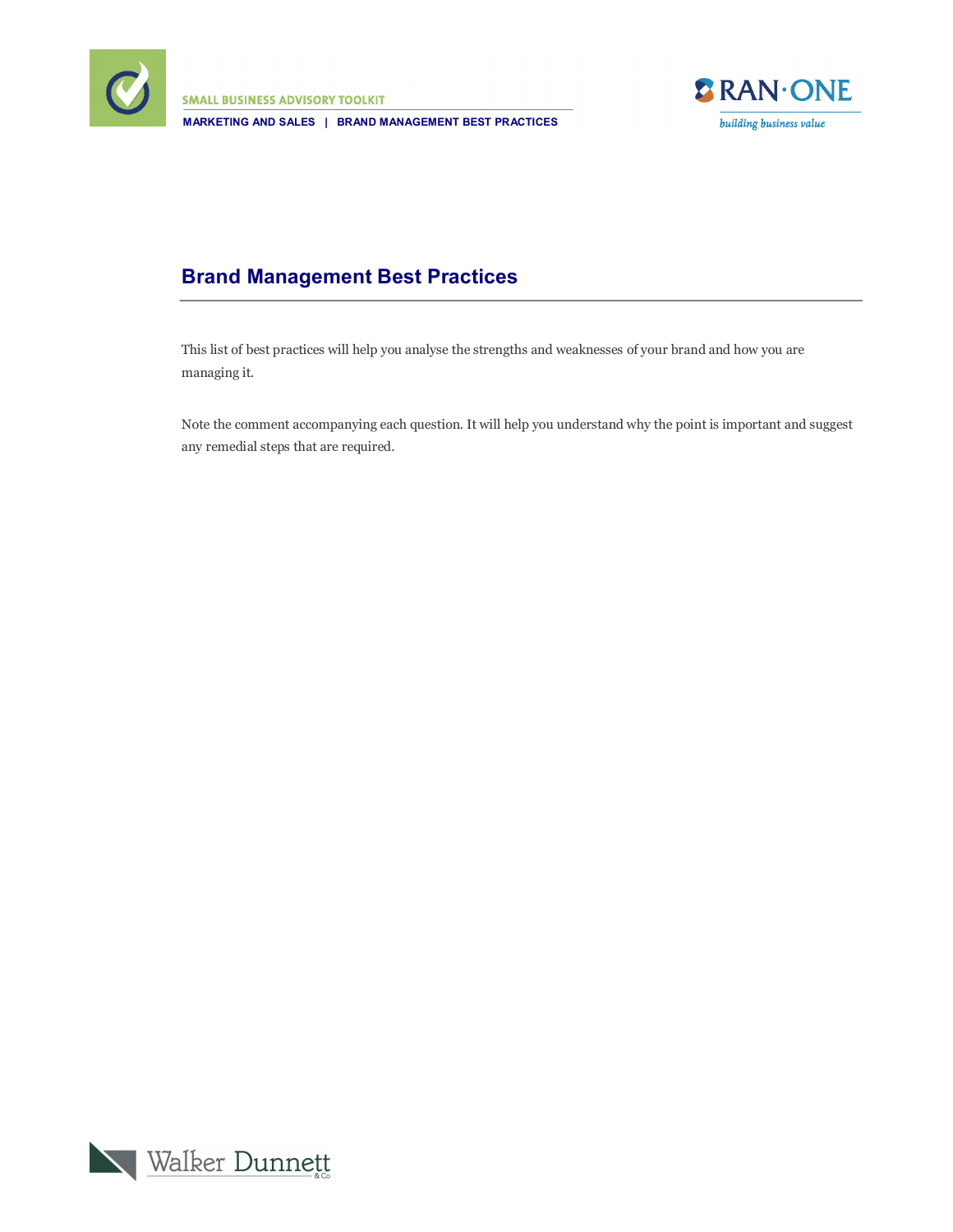# Brand Management Best Practices

This list of best practices will help you analyse the strengths and weaknesses of your brand and how you are managing it.

Note the comment accompanying each question. It will help you understand why the point is important and suggest any remedial steps that are required.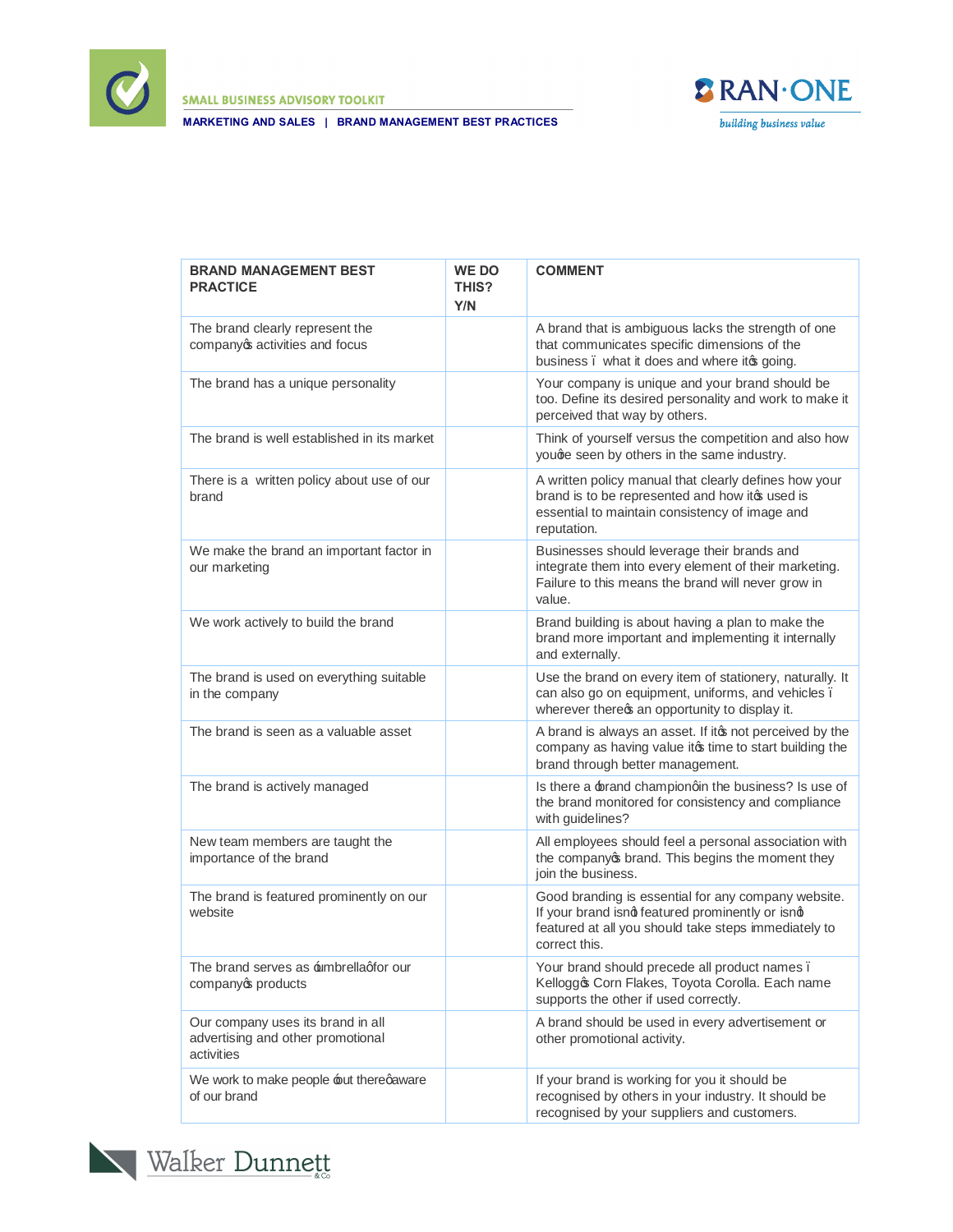| BRAND MANAGEMENT BEST PRACTICE | WE DO THIS? Y/N | COMMENT |
|---|---|---|
| The brand clearly represent the company's activities and focus | | A brand that is ambiguous lacks the strength of one that communicates specific dimensions of the business – what it does and where it's going. |
| The brand has a unique personality | | Your company is unique and your brand should be too. Define its desired personality and work to make it perceived that way by others. |
| The brand is well established in its market | | Think of yourself versus the competition and also how you're seen by others in the same industry. |
| There is a written policy about use of our brand | | A written policy manual that clearly defines how your brand is to be represented and how it's used is essential to maintain consistency of image and reputation. |
| We make the brand an important factor in our marketing | | Businesses should leverage their brands and integrate them into every element of their marketing. Failure to this means the brand will never grow in value. |
| We work actively to build the brand | | Brand building is about having a plan to make the brand more important and implementing it internally and externally. |
| The brand is used on everything suitable in the company | | Use the brand on every item of stationery, naturally. It can also go on equipment, uniforms, and vehicles – wherever there's an opportunity to display it. |
| The brand is seen as a valuable asset | | A brand is always an asset. If it's not perceived by the company as having value it's time to start building the brand through better management. |
| The brand is actively managed | | Is there a 'brand champion' in the business? Is use of the brand monitored for consistency and compliance with guidelines? |
| New team members are taught the importance of the brand | | All employees should feel a personal association with the company's brand. This begins the moment they join the business. |
| The brand is featured prominently on our website | | Good branding is essential for any company website. If your brand isn't featured prominently or isn't featured at all you should take steps immediately to correct this. |
| The brand serves as 'umbrella' for our company's products | | Your brand should precede all product names – Kellogg's Corn Flakes, Toyota Corolla. Each name supports the other if used correctly. |
| Our company uses its brand in all advertising and other promotional activities | | A brand should be used in every advertisement or other promotional activity. |
| We work to make people 'out there' aware of our brand | | If your brand is working for you it should be recognised by others in your industry. It should be recognised by your suppliers and customers. |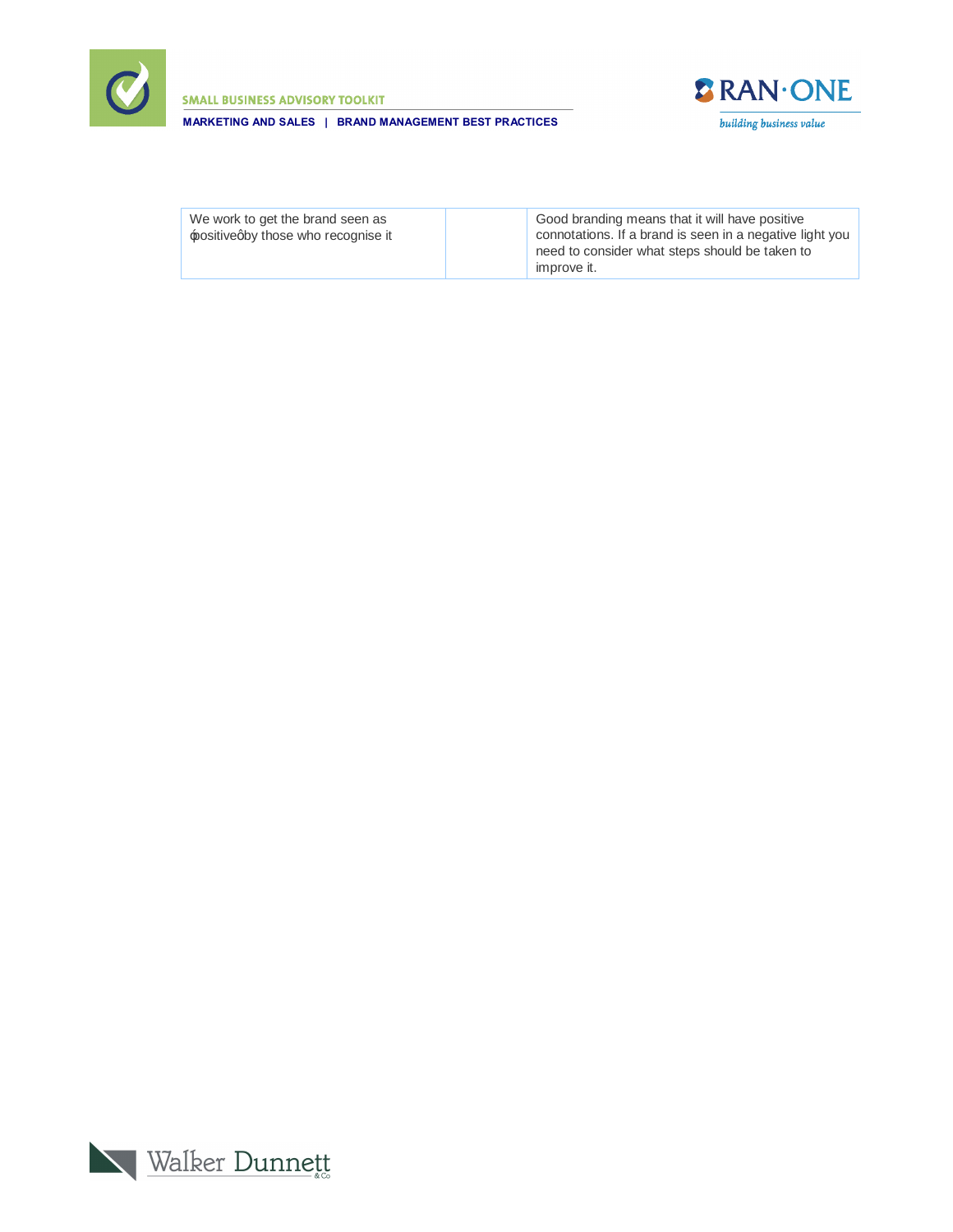| | | |
|---|---|---|
| We work to get the brand seen as ‘positive’ by those who recognise it | | Good branding means that it will have positive connotations. If a brand is seen in a negative light you need to consider what steps should be taken to improve it. |